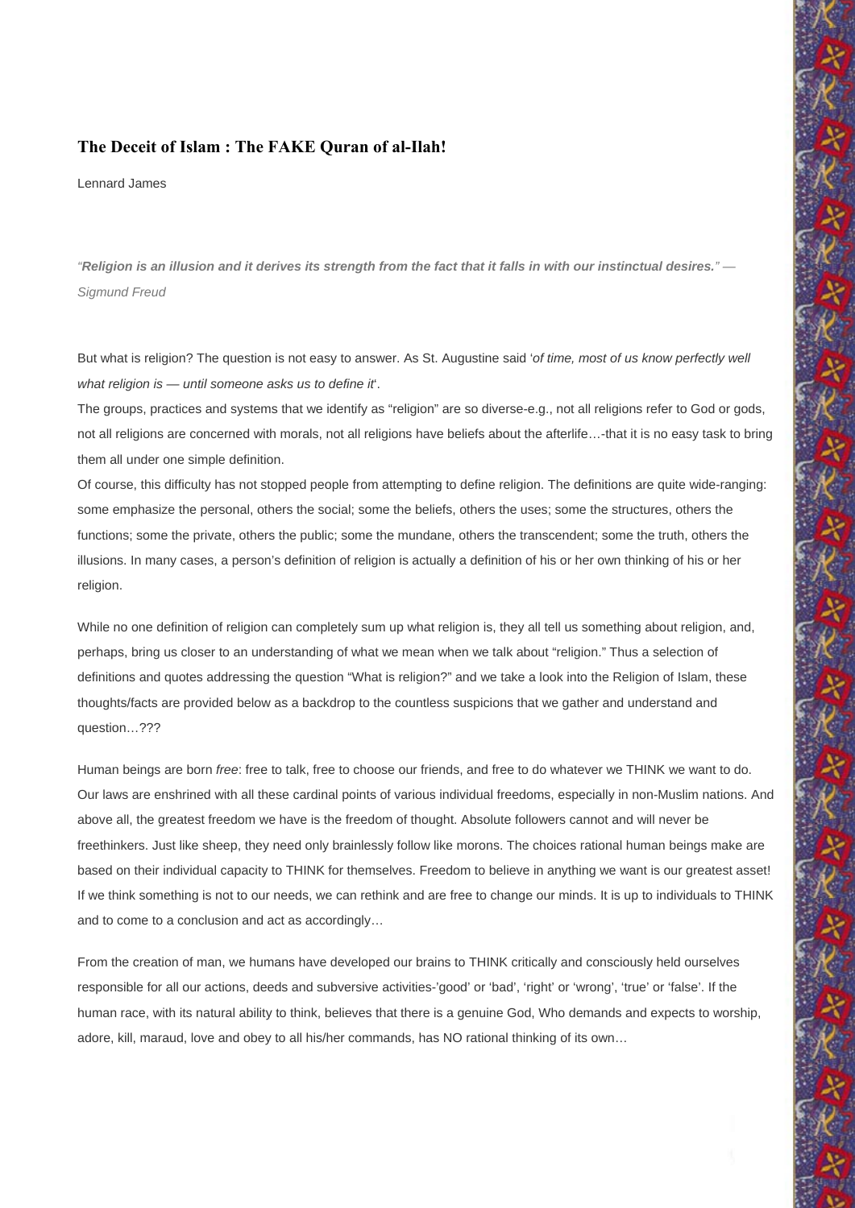# The Deceit of Islam : The FAKE Quran of al-Ilah!

Lennard James

*"**Religion is an illusion and it derives its strength from the fact that it falls in with our instinctual desires.**" — Sigmund Freud*

But what is religion? The question is not easy to answer. As St. Augustine said '*of time, most of us know perfectly well what religion is — until someone asks us to define it*'.

The groups, practices and systems that we identify as "religion" are so diverse-e.g., not all religions refer to God or gods, not all religions are concerned with morals, not all religions have beliefs about the afterlife…-that it is no easy task to bring them all under one simple definition.

Of course, this difficulty has not stopped people from attempting to define religion. The definitions are quite wide-ranging: some emphasize the personal, others the social; some the beliefs, others the uses; some the structures, others the functions; some the private, others the public; some the mundane, others the transcendent; some the truth, others the illusions. In many cases, a person's definition of religion is actually a definition of his or her own thinking of his or her religion.

While no one definition of religion can completely sum up what religion is, they all tell us something about religion, and, perhaps, bring us closer to an understanding of what we mean when we talk about "religion." Thus a selection of definitions and quotes addressing the question "What is religion?" and we take a look into the Religion of Islam, these thoughts/facts are provided below as a backdrop to the countless suspicions that we gather and understand and question…???

Human beings are born *free*: free to talk, free to choose our friends, and free to do whatever we THINK we want to do. Our laws are enshrined with all these cardinal points of various individual freedoms, especially in non-Muslim nations. And above all, the greatest freedom we have is the freedom of thought. Absolute followers cannot and will never be freethinkers. Just like sheep, they need only brainlessly follow like morons. The choices rational human beings make are based on their individual capacity to THINK for themselves. Freedom to believe in anything we want is our greatest asset! If we think something is not to our needs, we can rethink and are free to change our minds. It is up to individuals to THINK and to come to a conclusion and act as accordingly…

From the creation of man, we humans have developed our brains to THINK critically and consciously held ourselves responsible for all our actions, deeds and subversive activities-'good' or 'bad', 'right' or 'wrong', 'true' or 'false'. If the human race, with its natural ability to think, believes that there is a genuine God, Who demands and expects to worship, adore, kill, maraud, love and obey to all his/her commands, has NO rational thinking of its own…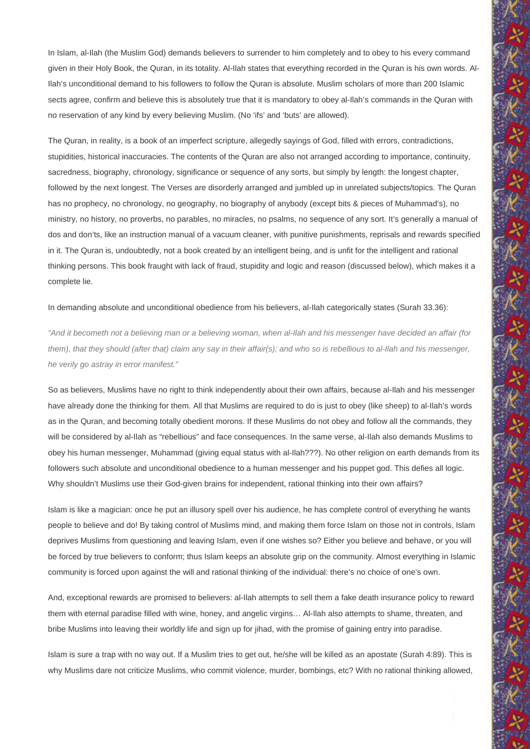In Islam, al-Ilah (the Muslim God) demands believers to surrender to him completely and to obey to his every command given in their Holy Book, the Quran, in its totality. Al-Ilah states that everything recorded in the Quran is his own words. Al-Ilah's unconditional demand to his followers to follow the Quran is absolute. Muslim scholars of more than 200 Islamic sects agree, confirm and believe this is absolutely true that it is mandatory to obey al-Ilah's commands in the Quran with no reservation of any kind by every believing Muslim. (No 'ifs' and 'buts' are allowed).

The Quran, in reality, is a book of an imperfect scripture, allegedly sayings of God, filled with errors, contradictions, stupidities, historical inaccuracies. The contents of the Quran are also not arranged according to importance, continuity, sacredness, biography, chronology, significance or sequence of any sorts, but simply by length: the longest chapter, followed by the next longest. The Verses are disorderly arranged and jumbled up in unrelated subjects/topics. The Quran has no prophecy, no chronology, no geography, no biography of anybody (except bits & pieces of Muhammad's), no ministry, no history, no proverbs, no parables, no miracles, no psalms, no sequence of any sort. It's generally a manual of dos and don'ts, like an instruction manual of a vacuum cleaner, with punitive punishments, reprisals and rewards specified in it. The Quran is, undoubtedly, not a book created by an intelligent being, and is unfit for the intelligent and rational thinking persons. This book fraught with lack of fraud, stupidity and logic and reason (discussed below), which makes it a complete lie.

In demanding absolute and unconditional obedience from his believers, al-Ilah categorically states (Surah 33.36):

*"And it becometh not a believing man or a believing woman, when al-Ilah and his messenger have decided an affair (for them), that they should (after that) claim any say in their affair(s); and who so is rebellious to al-Ilah and his messenger, he verily go astray in error manifest."*

So as believers, Muslims have no right to think independently about their own affairs, because al-Ilah and his messenger have already done the thinking for them. All that Muslims are required to do is just to obey (like sheep) to al-Ilah's words as in the Quran, and becoming totally obedient morons. If these Muslims do not obey and follow all the commands, they will be considered by al-Ilah as "rebellious" and face consequences. In the same verse, al-Ilah also demands Muslims to obey his human messenger, Muhammad (giving equal status with al-Ilah???). No other religion on earth demands from its followers such absolute and unconditional obedience to a human messenger and his puppet god. This defies all logic. Why shouldn't Muslims use their God-given brains for independent, rational thinking into their own affairs?

Islam is like a magician: once he put an illusory spell over his audience, he has complete control of everything he wants people to believe and do! By taking control of Muslims mind, and making them force Islam on those not in controls, Islam deprives Muslims from questioning and leaving Islam, even if one wishes so? Either you believe and behave, or you will be forced by true believers to conform; thus Islam keeps an absolute grip on the community. Almost everything in Islamic community is forced upon against the will and rational thinking of the individual: there's no choice of one's own.

And, exceptional rewards are promised to believers: al-Ilah attempts to sell them a fake death insurance policy to reward them with eternal paradise filled with wine, honey, and angelic virgins… Al-Ilah also attempts to shame, threaten, and bribe Muslims into leaving their worldly life and sign up for jihad, with the promise of gaining entry into paradise.

Islam is sure a trap with no way out. If a Muslim tries to get out, he/she will be killed as an apostate (Surah 4:89). This is why Muslims dare not criticize Muslims, who commit violence, murder, bombings, etc? With no rational thinking allowed,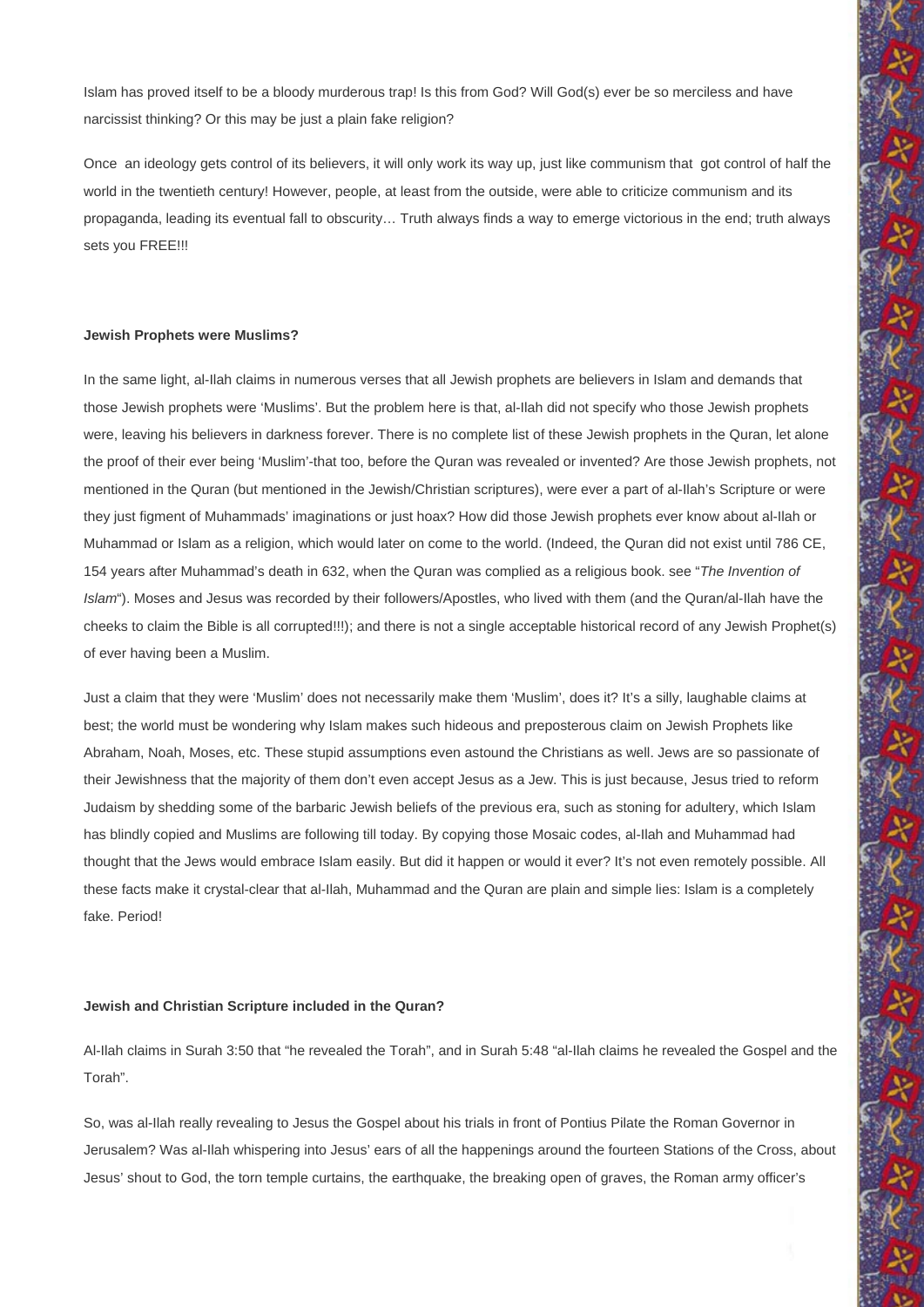Islam has proved itself to be a bloody murderous trap! Is this from God? Will God(s) ever be so merciless and have narcissist thinking? Or this may be just a plain fake religion?

Once an ideology gets control of its believers, it will only work its way up, just like communism that got control of half the world in the twentieth century! However, people, at least from the outside, were able to criticize communism and its propaganda, leading its eventual fall to obscurity… Truth always finds a way to emerge victorious in the end; truth always sets you FREE!!!

**Jewish Prophets were Muslims?**

In the same light, al-Ilah claims in numerous verses that all Jewish prophets are believers in Islam and demands that those Jewish prophets were 'Muslims'. But the problem here is that, al-Ilah did not specify who those Jewish prophets were, leaving his believers in darkness forever. There is no complete list of these Jewish prophets in the Quran, let alone the proof of their ever being 'Muslim'-that too, before the Quran was revealed or invented? Are those Jewish prophets, not mentioned in the Quran (but mentioned in the Jewish/Christian scriptures), were ever a part of al-Ilah's Scripture or were they just figment of Muhammads' imaginations or just hoax? How did those Jewish prophets ever know about al-Ilah or Muhammad or Islam as a religion, which would later on come to the world. (Indeed, the Quran did not exist until 786 CE, 154 years after Muhammad's death in 632, when the Quran was complied as a religious book. see "*The Invention of Islam*"). Moses and Jesus was recorded by their followers/Apostles, who lived with them (and the Quran/al-Ilah have the cheeks to claim the Bible is all corrupted!!!); and there is not a single acceptable historical record of any Jewish Prophet(s) of ever having been a Muslim.

Just a claim that they were 'Muslim' does not necessarily make them 'Muslim', does it? It's a silly, laughable claims at best; the world must be wondering why Islam makes such hideous and preposterous claim on Jewish Prophets like Abraham, Noah, Moses, etc. These stupid assumptions even astound the Christians as well. Jews are so passionate of their Jewishness that the majority of them don't even accept Jesus as a Jew. This is just because, Jesus tried to reform Judaism by shedding some of the barbaric Jewish beliefs of the previous era, such as stoning for adultery, which Islam has blindly copied and Muslims are following till today. By copying those Mosaic codes, al-Ilah and Muhammad had thought that the Jews would embrace Islam easily. But did it happen or would it ever? It's not even remotely possible. All these facts make it crystal-clear that al-Ilah, Muhammad and the Quran are plain and simple lies: Islam is a completely fake. Period!

**Jewish and Christian Scripture included in the Quran?**

Al-Ilah claims in Surah 3:50 that "he revealed the Torah", and in Surah 5:48 "al-Ilah claims he revealed the Gospel and the Torah".

So, was al-Ilah really revealing to Jesus the Gospel about his trials in front of Pontius Pilate the Roman Governor in Jerusalem? Was al-Ilah whispering into Jesus' ears of all the happenings around the fourteen Stations of the Cross, about Jesus' shout to God, the torn temple curtains, the earthquake, the breaking open of graves, the Roman army officer's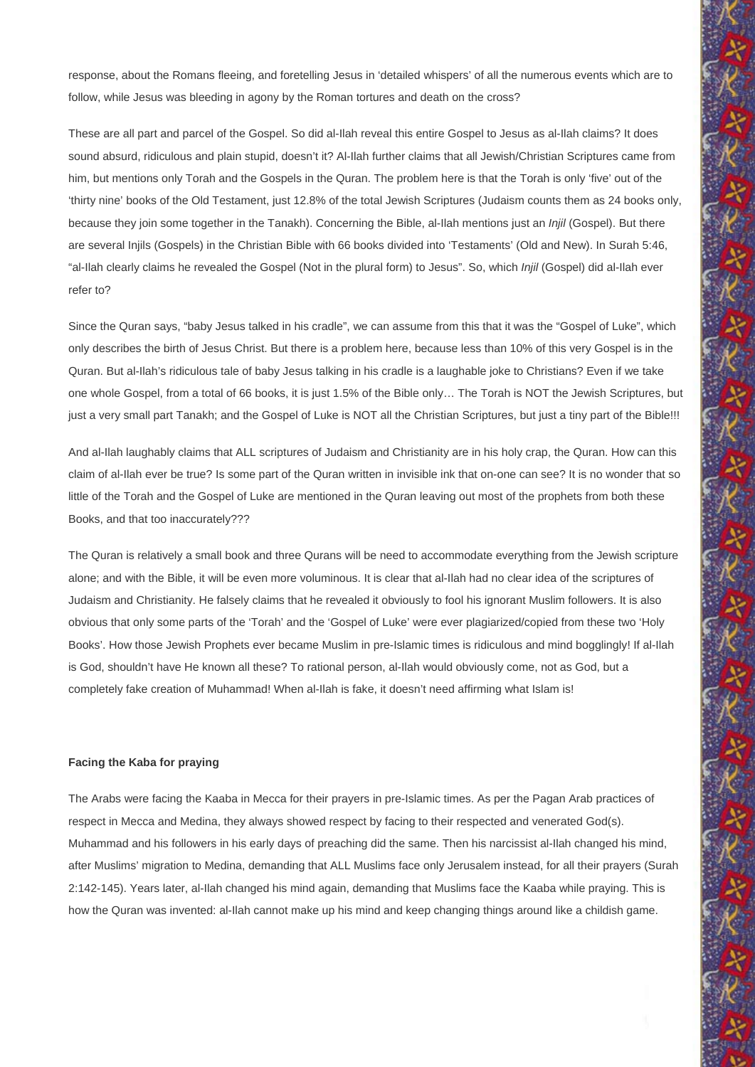response, about the Romans fleeing, and foretelling Jesus in 'detailed whispers' of all the numerous events which are to follow, while Jesus was bleeding in agony by the Roman tortures and death on the cross?

These are all part and parcel of the Gospel. So did al-Ilah reveal this entire Gospel to Jesus as al-Ilah claims? It does sound absurd, ridiculous and plain stupid, doesn't it? Al-Ilah further claims that all Jewish/Christian Scriptures came from him, but mentions only Torah and the Gospels in the Quran. The problem here is that the Torah is only 'five' out of the 'thirty nine' books of the Old Testament, just 12.8% of the total Jewish Scriptures (Judaism counts them as 24 books only, because they join some together in the Tanakh). Concerning the Bible, al-Ilah mentions just an *Injil* (Gospel). But there are several Injils (Gospels) in the Christian Bible with 66 books divided into 'Testaments' (Old and New). In Surah 5:46, "al-Ilah clearly claims he revealed the Gospel (Not in the plural form) to Jesus". So, which *Injil* (Gospel) did al-Ilah ever refer to?

Since the Quran says, "baby Jesus talked in his cradle", we can assume from this that it was the "Gospel of Luke", which only describes the birth of Jesus Christ. But there is a problem here, because less than 10% of this very Gospel is in the Quran. But al-Ilah's ridiculous tale of baby Jesus talking in his cradle is a laughable joke to Christians? Even if we take one whole Gospel, from a total of 66 books, it is just 1.5% of the Bible only… The Torah is NOT the Jewish Scriptures, but just a very small part Tanakh; and the Gospel of Luke is NOT all the Christian Scriptures, but just a tiny part of the Bible!!!

And al-Ilah laughably claims that ALL scriptures of Judaism and Christianity are in his holy crap, the Quran. How can this claim of al-Ilah ever be true? Is some part of the Quran written in invisible ink that on-one can see? It is no wonder that so little of the Torah and the Gospel of Luke are mentioned in the Quran leaving out most of the prophets from both these Books, and that too inaccurately???

The Quran is relatively a small book and three Qurans will be need to accommodate everything from the Jewish scripture alone; and with the Bible, it will be even more voluminous. It is clear that al-Ilah had no clear idea of the scriptures of Judaism and Christianity. He falsely claims that he revealed it obviously to fool his ignorant Muslim followers. It is also obvious that only some parts of the 'Torah' and the 'Gospel of Luke' were ever plagiarized/copied from these two 'Holy Books'. How those Jewish Prophets ever became Muslim in pre-Islamic times is ridiculous and mind bogglingly! If al-Ilah is God, shouldn't have He known all these? To rational person, al-Ilah would obviously come, not as God, but a completely fake creation of Muhammad! When al-Ilah is fake, it doesn't need affirming what Islam is!

**Facing the Kaba for praying**

The Arabs were facing the Kaaba in Mecca for their prayers in pre-Islamic times. As per the Pagan Arab practices of respect in Mecca and Medina, they always showed respect by facing to their respected and venerated God(s). Muhammad and his followers in his early days of preaching did the same. Then his narcissist al-Ilah changed his mind, after Muslims' migration to Medina, demanding that ALL Muslims face only Jerusalem instead, for all their prayers (Surah 2:142-145). Years later, al-Ilah changed his mind again, demanding that Muslims face the Kaaba while praying. This is how the Quran was invented: al-Ilah cannot make up his mind and keep changing things around like a childish game.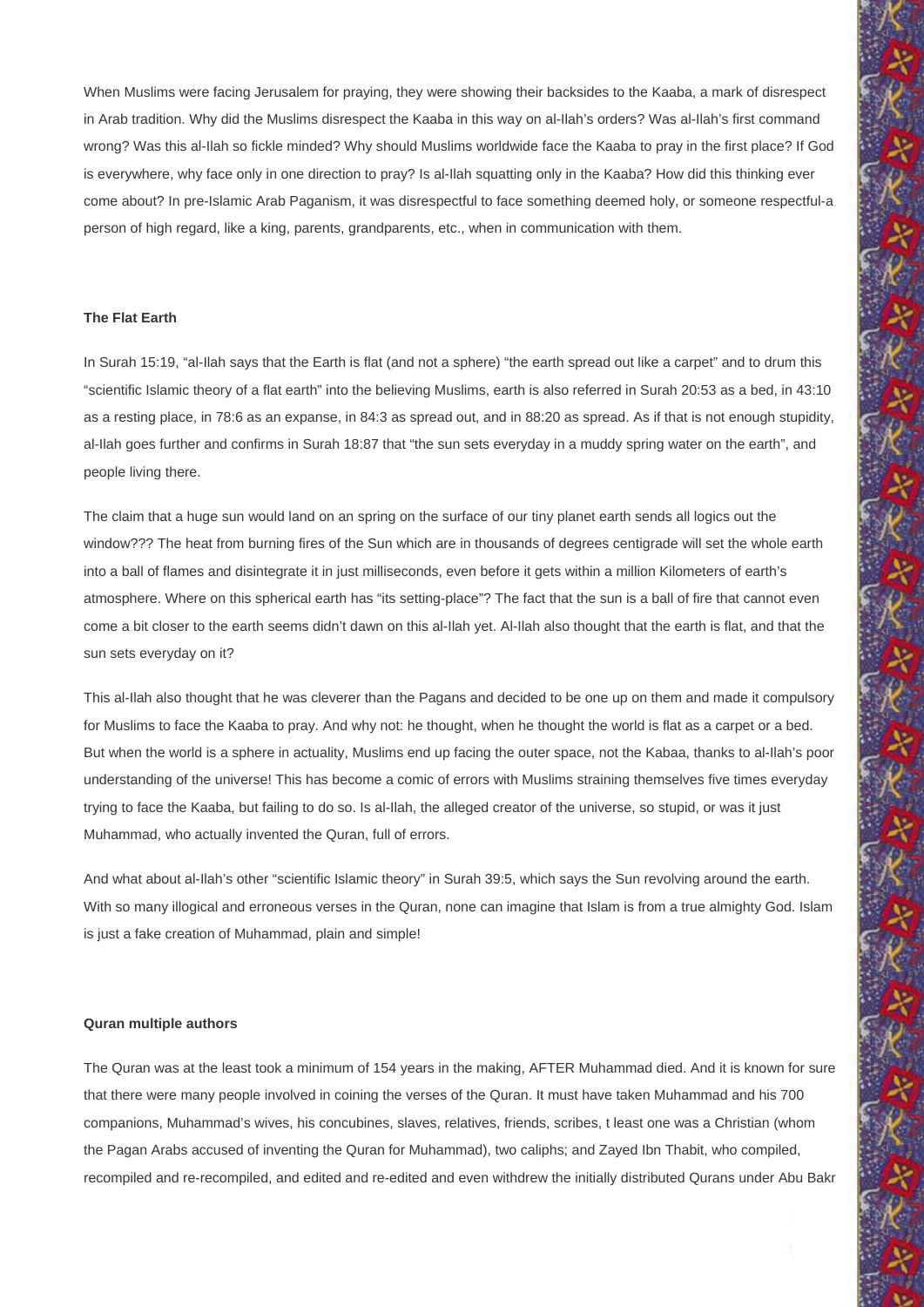When Muslims were facing Jerusalem for praying, they were showing their backsides to the Kaaba, a mark of disrespect in Arab tradition. Why did the Muslims disrespect the Kaaba in this way on al-Ilah's orders? Was al-Ilah's first command wrong? Was this al-Ilah so fickle minded? Why should Muslims worldwide face the Kaaba to pray in the first place? If God is everywhere, why face only in one direction to pray? Is al-Ilah squatting only in the Kaaba? How did this thinking ever come about? In pre-Islamic Arab Paganism, it was disrespectful to face something deemed holy, or someone respectful-a person of high regard, like a king, parents, grandparents, etc., when in communication with them.

**The Flat Earth**

In Surah 15:19, "al-Ilah says that the Earth is flat (and not a sphere) "the earth spread out like a carpet" and to drum this "scientific Islamic theory of a flat earth" into the believing Muslims, earth is also referred in Surah 20:53 as a bed, in 43:10 as a resting place, in 78:6 as an expanse, in 84:3 as spread out, and in 88:20 as spread. As if that is not enough stupidity, al-Ilah goes further and confirms in Surah 18:87 that "the sun sets everyday in a muddy spring water on the earth", and people living there.

The claim that a huge sun would land on an spring on the surface of our tiny planet earth sends all logics out the window??? The heat from burning fires of the Sun which are in thousands of degrees centigrade will set the whole earth into a ball of flames and disintegrate it in just milliseconds, even before it gets within a million Kilometers of earth's atmosphere. Where on this spherical earth has "its setting-place"? The fact that the sun is a ball of fire that cannot even come a bit closer to the earth seems didn't dawn on this al-Ilah yet. Al-Ilah also thought that the earth is flat, and that the sun sets everyday on it?

This al-Ilah also thought that he was cleverer than the Pagans and decided to be one up on them and made it compulsory for Muslims to face the Kaaba to pray. And why not: he thought, when he thought the world is flat as a carpet or a bed. But when the world is a sphere in actuality, Muslims end up facing the outer space, not the Kabaa, thanks to al-Ilah's poor understanding of the universe! This has become a comic of errors with Muslims straining themselves five times everyday trying to face the Kaaba, but failing to do so. Is al-Ilah, the alleged creator of the universe, so stupid, or was it just Muhammad, who actually invented the Quran, full of errors.

And what about al-Ilah's other "scientific Islamic theory" in Surah 39:5, which says the Sun revolving around the earth. With so many illogical and erroneous verses in the Quran, none can imagine that Islam is from a true almighty God. Islam is just a fake creation of Muhammad, plain and simple!

**Quran multiple authors**

The Quran was at the least took a minimum of 154 years in the making, AFTER Muhammad died. And it is known for sure that there were many people involved in coining the verses of the Quran. It must have taken Muhammad and his 700 companions, Muhammad's wives, his concubines, slaves, relatives, friends, scribes, t least one was a Christian (whom the Pagan Arabs accused of inventing the Quran for Muhammad), two caliphs; and Zayed Ibn Thabit, who compiled, recompiled and re-recompiled, and edited and re-edited and even withdrew the initially distributed Qurans under Abu Bakr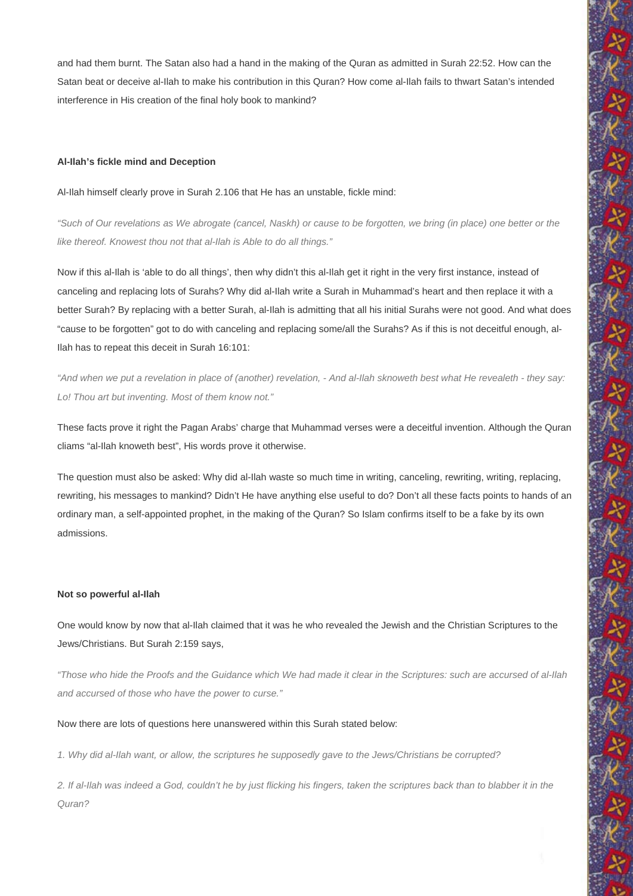and had them burnt. The Satan also had a hand in the making of the Quran as admitted in Surah 22:52. How can the Satan beat or deceive al-Ilah to make his contribution in this Quran? How come al-Ilah fails to thwart Satan's intended interference in His creation of the final holy book to mankind?

**Al-Ilah's fickle mind and Deception**

Al-Ilah himself clearly prove in Surah 2.106 that He has an unstable, fickle mind:

*"Such of Our revelations as We abrogate (cancel, Naskh) or cause to be forgotten, we bring (in place) one better or the like thereof. Knowest thou not that al-Ilah is Able to do all things."*

Now if this al-Ilah is 'able to do all things', then why didn't this al-Ilah get it right in the very first instance, instead of canceling and replacing lots of Surahs? Why did al-Ilah write a Surah in Muhammad's heart and then replace it with a better Surah? By replacing with a better Surah, al-Ilah is admitting that all his initial Surahs were not good. And what does "cause to be forgotten" got to do with canceling and replacing some/all the Surahs? As if this is not deceitful enough, al-Ilah has to repeat this deceit in Surah 16:101:

*"And when we put a revelation in place of (another) revelation, - And al-Ilah sknoweth best what He revealeth - they say: Lo! Thou art but inventing. Most of them know not."*

These facts prove it right the Pagan Arabs' charge that Muhammad verses were a deceitful invention. Although the Quran cliams "al-Ilah knoweth best", His words prove it otherwise.

The question must also be asked: Why did al-Ilah waste so much time in writing, canceling, rewriting, writing, replacing, rewriting, his messages to mankind? Didn't He have anything else useful to do? Don't all these facts points to hands of an ordinary man, a self-appointed prophet, in the making of the Quran? So Islam confirms itself to be a fake by its own admissions.

**Not so powerful al-Ilah**

One would know by now that al-Ilah claimed that it was he who revealed the Jewish and the Christian Scriptures to the Jews/Christians. But Surah 2:159 says,

*"Those who hide the Proofs and the Guidance which We had made it clear in the Scriptures: such are accursed of al-Ilah and accursed of those who have the power to curse."*

Now there are lots of questions here unanswered within this Surah stated below:

*1. Why did al-Ilah want, or allow, the scriptures he supposedly gave to the Jews/Christians be corrupted?*

*2. If al-Ilah was indeed a God, couldn't he by just flicking his fingers, taken the scriptures back than to blabber it in the Quran?*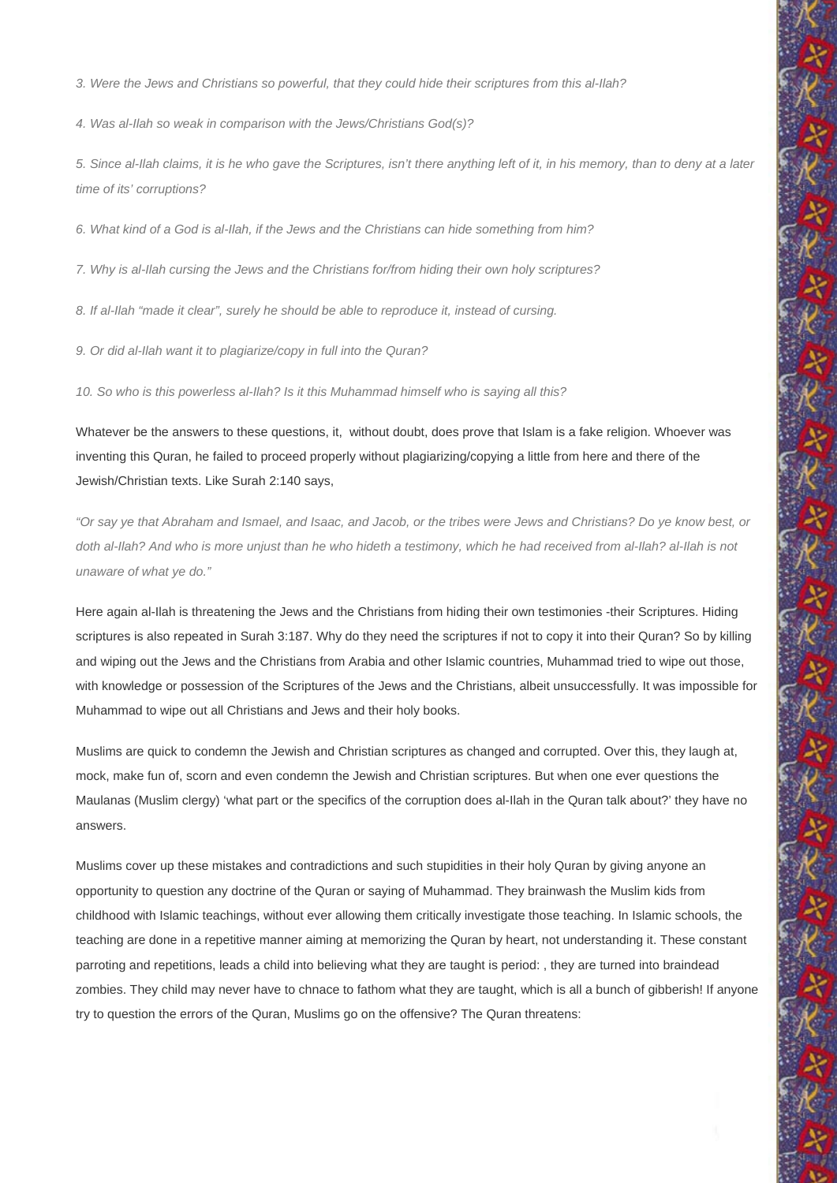*3. Were the Jews and Christians so powerful, that they could hide their scriptures from this al-Ilah?*

*4. Was al-Ilah so weak in comparison with the Jews/Christians God(s)?*

*5. Since al-Ilah claims, it is he who gave the Scriptures, isn't there anything left of it, in his memory, than to deny at a later time of its' corruptions?*

*6. What kind of a God is al-Ilah, if the Jews and the Christians can hide something from him?*

*7. Why is al-Ilah cursing the Jews and the Christians for/from hiding their own holy scriptures?*

*8. If al-Ilah "made it clear", surely he should be able to reproduce it, instead of cursing.*

*9. Or did al-Ilah want it to plagiarize/copy in full into the Quran?*

*10. So who is this powerless al-Ilah? Is it this Muhammad himself who is saying all this?*

Whatever be the answers to these questions, it, without doubt, does prove that Islam is a fake religion. Whoever was inventing this Quran, he failed to proceed properly without plagiarizing/copying a little from here and there of the Jewish/Christian texts. Like Surah 2:140 says,

*"Or say ye that Abraham and Ismael, and Isaac, and Jacob, or the tribes were Jews and Christians? Do ye know best, or doth al-Ilah? And who is more unjust than he who hideth a testimony, which he had received from al-Ilah? al-Ilah is not unaware of what ye do."*

Here again al-Ilah is threatening the Jews and the Christians from hiding their own testimonies -their Scriptures. Hiding scriptures is also repeated in Surah 3:187. Why do they need the scriptures if not to copy it into their Quran? So by killing and wiping out the Jews and the Christians from Arabia and other Islamic countries, Muhammad tried to wipe out those, with knowledge or possession of the Scriptures of the Jews and the Christians, albeit unsuccessfully. It was impossible for Muhammad to wipe out all Christians and Jews and their holy books.

Muslims are quick to condemn the Jewish and Christian scriptures as changed and corrupted. Over this, they laugh at, mock, make fun of, scorn and even condemn the Jewish and Christian scriptures. But when one ever questions the Maulanas (Muslim clergy) 'what part or the specifics of the corruption does al-Ilah in the Quran talk about?' they have no answers.

Muslims cover up these mistakes and contradictions and such stupidities in their holy Quran by giving anyone an opportunity to question any doctrine of the Quran or saying of Muhammad. They brainwash the Muslim kids from childhood with Islamic teachings, without ever allowing them critically investigate those teaching. In Islamic schools, the teaching are done in a repetitive manner aiming at memorizing the Quran by heart, not understanding it. These constant parroting and repetitions, leads a child into believing what they are taught is period: , they are turned into braindead zombies. They child may never have to chnace to fathom what they are taught, which is all a bunch of gibberish! If anyone try to question the errors of the Quran, Muslims go on the offensive? The Quran threatens: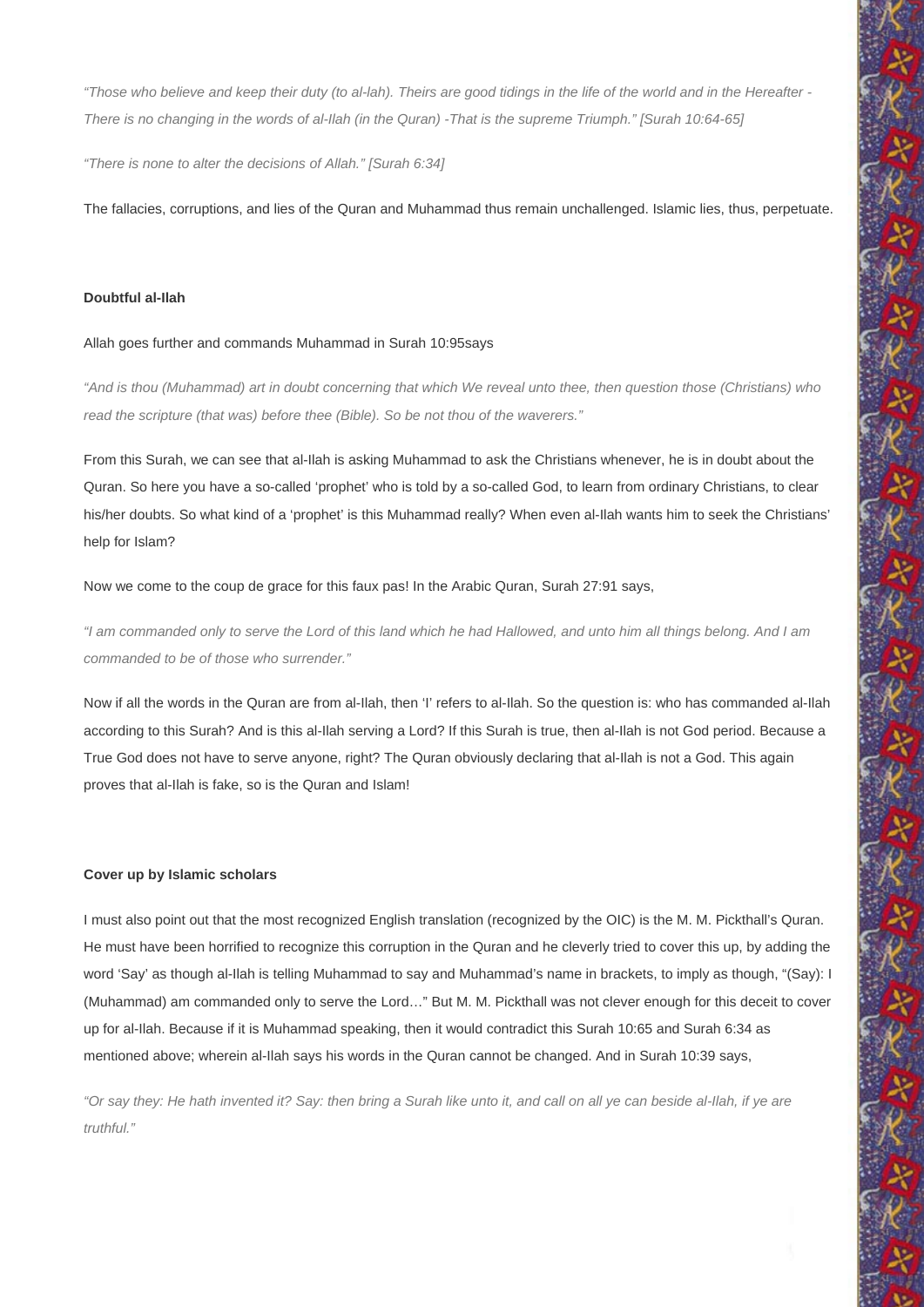*"Those who believe and keep their duty (to al-lah). Theirs are good tidings in the life of the world and in the Hereafter - There is no changing in the words of al-Ilah (in the Quran) -That is the supreme Triumph." [Surah 10:64-65]*

*"There is none to alter the decisions of Allah." [Surah 6:34]*

The fallacies, corruptions, and lies of the Quran and Muhammad thus remain unchallenged. Islamic lies, thus, perpetuate.

**Doubtful al-Ilah**

Allah goes further and commands Muhammad in Surah 10:95says

*"And is thou (Muhammad) art in doubt concerning that which We reveal unto thee, then question those (Christians) who read the scripture (that was) before thee (Bible). So be not thou of the waverers."*

From this Surah, we can see that al-Ilah is asking Muhammad to ask the Christians whenever, he is in doubt about the Quran. So here you have a so-called 'prophet' who is told by a so-called God, to learn from ordinary Christians, to clear his/her doubts. So what kind of a 'prophet' is this Muhammad really? When even al-Ilah wants him to seek the Christians' help for Islam?

Now we come to the coup de grace for this faux pas! In the Arabic Quran, Surah 27:91 says,

*"I am commanded only to serve the Lord of this land which he had Hallowed, and unto him all things belong. And I am commanded to be of those who surrender."*

Now if all the words in the Quran are from al-Ilah, then 'I' refers to al-Ilah. So the question is: who has commanded al-Ilah according to this Surah? And is this al-Ilah serving a Lord? If this Surah is true, then al-Ilah is not God period. Because a True God does not have to serve anyone, right? The Quran obviously declaring that al-Ilah is not a God. This again proves that al-Ilah is fake, so is the Quran and Islam!

**Cover up by Islamic scholars**

I must also point out that the most recognized English translation (recognized by the OIC) is the M. M. Pickthall's Quran. He must have been horrified to recognize this corruption in the Quran and he cleverly tried to cover this up, by adding the word 'Say' as though al-Ilah is telling Muhammad to say and Muhammad's name in brackets, to imply as though, "(Say): I (Muhammad) am commanded only to serve the Lord…" But M. M. Pickthall was not clever enough for this deceit to cover up for al-Ilah. Because if it is Muhammad speaking, then it would contradict this Surah 10:65 and Surah 6:34 as mentioned above; wherein al-Ilah says his words in the Quran cannot be changed. And in Surah 10:39 says,

*"Or say they: He hath invented it? Say: then bring a Surah like unto it, and call on all ye can beside al-Ilah, if ye are truthful."*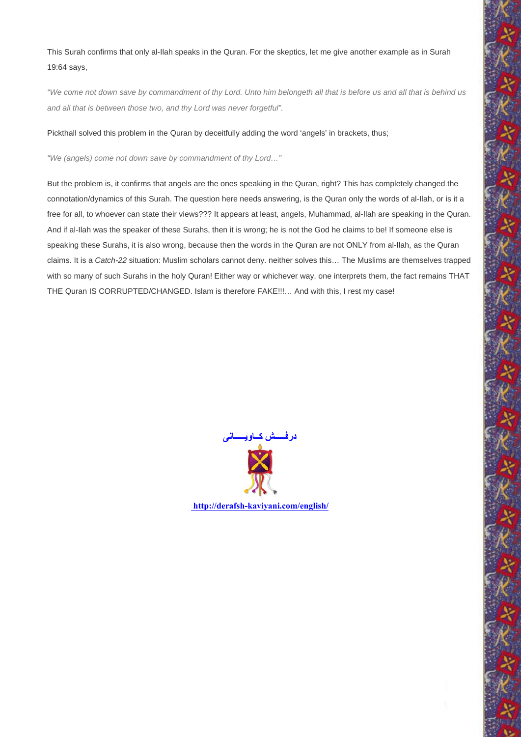This Surah confirms that only al-Ilah speaks in the Quran. For the skeptics, let me give another example as in Surah 19:64 says,

*"We come not down save by commandment of thy Lord. Unto him belongeth all that is before us and all that is behind us and all that is between those two, and thy Lord was never forgetful".*

Pickthall solved this problem in the Quran by deceitfully adding the word 'angels' in brackets, thus;

*"We (angels) come not down save by commandment of thy Lord…"*

But the problem is, it confirms that angels are the ones speaking in the Quran, right? This has completely changed the connotation/dynamics of this Surah. The question here needs answering, is the Quran only the words of al-Ilah, or is it a free for all, to whoever can state their views??? It appears at least, angels, Muhammad, al-Ilah are speaking in the Quran. And if al-Ilah was the speaker of these Surahs, then it is wrong; he is not the God he claims to be! If someone else is speaking these Surahs, it is also wrong, because then the words in the Quran are not ONLY from al-Ilah, as the Quran claims. It is a *Catch-22* situation: Muslim scholars cannot deny. neither solves this… The Muslims are themselves trapped with so many of such Surahs in the holy Quran! Either way or whichever way, one interprets them, the fact remains THAT THE Quran IS CORRUPTED/CHANGED. Islam is therefore FAKE!!!… And with this, I rest my case!

**درفـــش کـاویـــانی**

**http://derafsh-kaviyani.com/english/**